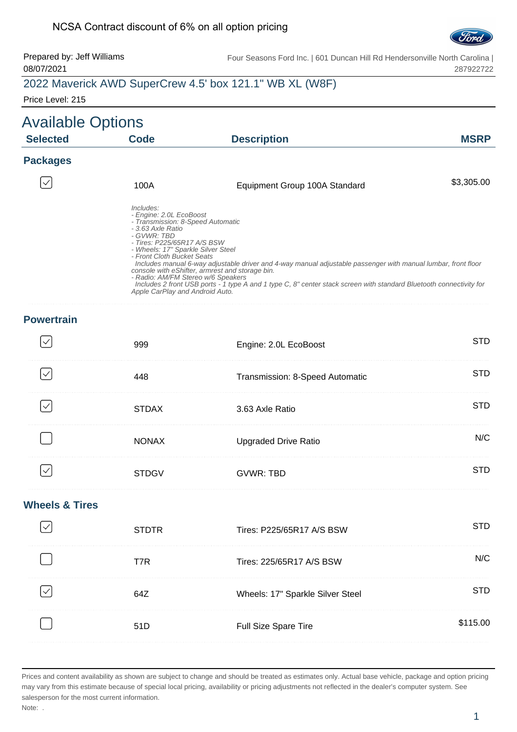NCSA Contract discount of 6% on all option pricing

Prepared by: Jeff Williams
08/07/2021

Four Seasons Ford Inc. | 601 Duncan Hill Rd Hendersonville North Carolina | 287922722

## 2022 Maverick AWD SuperCrew 4.5' box 121.1" WB XL (W8F)

Price Level: 215

# Available Options

| Selected | Code | Description | MSRP |
|---|---|---|---|
| **Packages** | | | |
| ☑ | 100A | Equipment Group 100A Standard | $3,305.00 |
| | | *Includes:*<br>*- Engine: 2.0L EcoBoost*<br>*- Transmission: 8-Speed Automatic*<br>*- 3.63 Axle Ratio*<br>*- GVWR: TBD*<br>*- Tires: P225/65R17 A/S BSW*<br>*- Wheels: 17" Sparkle Silver Steel*<br>*- Front Cloth Bucket Seats*<br>*Includes manual 6-way adjustable driver and 4-way manual adjustable passenger with manual lumbar, front floor console with eShifter, armrest and storage bin.*<br>*- Radio: AM/FM Stereo w/6 Speakers*<br>*Includes 2 front USB ports - 1 type A and 1 type C, 8" center stack screen with standard Bluetooth connectivity for Apple CarPlay and Android Auto.* | |
| **Powertrain** | | | |
| ☑ | 999 | Engine: 2.0L EcoBoost | STD |
| ☑ | 448 | Transmission: 8-Speed Automatic | STD |
| ☑ | STDAX | 3.63 Axle Ratio | STD |
| ☐ | NONAX | Upgraded Drive Ratio | N/C |
| ☑ | STDGV | GVWR: TBD | STD |
| **Wheels & Tires** | | | |
| ☑ | STDTR | Tires: P225/65R17 A/S BSW | STD |
| ☐ | T7R | Tires: 225/65R17 A/S BSW | N/C |
| ☑ | 64Z | Wheels: 17" Sparkle Silver Steel | STD |
| ☐ | 51D | Full Size Spare Tire | $115.00 |

Prices and content availability as shown are subject to change and should be treated as estimates only. Actual base vehicle, package and option pricing may vary from this estimate because of special local pricing, availability or pricing adjustments not reflected in the dealer's computer system. See salesperson for the most current information.

Note: .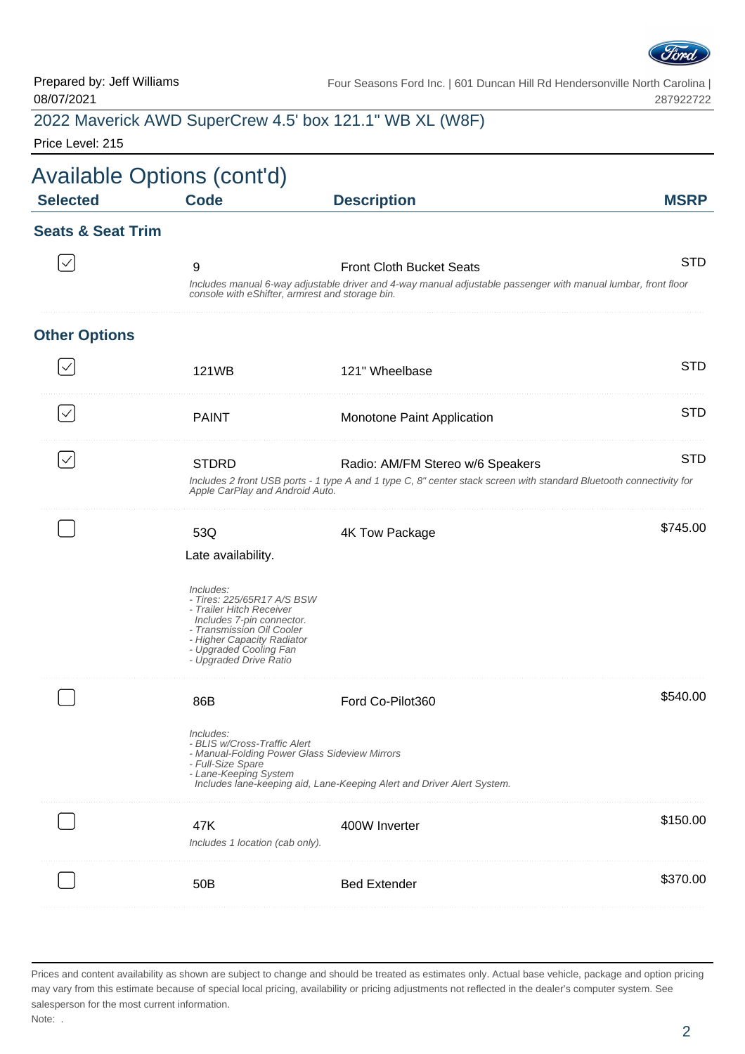Prepared by: Jeff Williams
08/07/2021

Four Seasons Ford Inc. | 601 Duncan Hill Rd Hendersonville North Carolina | 287922722

## 2022 Maverick AWD SuperCrew 4.5' box 121.1" WB XL (W8F)

Price Level: 215

# Available Options (cont'd)

| Selected | Code | Description | MSRP |
|---|---|---|---|

### Seats & Seat Trim

| Selected | Code | Description | MSRP |
|---|---|---|---|
| ☑ | 9 | Front Cloth Bucket Seats | STD |

*Includes manual 6-way adjustable driver and 4-way manual adjustable passenger with manual lumbar, front floor console with eShifter, armrest and storage bin.*

### Other Options

| Selected | Code | Description | MSRP |
|---|---|---|---|
| ☑ | 121WB | 121" Wheelbase | STD |
| ☑ | PAINT | Monotone Paint Application | STD |
| ☑ | STDRD | Radio: AM/FM Stereo w/6 Speakers | STD |

*Includes 2 front USB ports - 1 type A and 1 type C, 8" center stack screen with standard Bluetooth connectivity for Apple CarPlay and Android Auto.*

| Selected | Code | Description | MSRP |
|---|---|---|---|
| ☐ | 53Q | 4K Tow Package | $745.00 |

Late availability.

*Includes:*
*- Tires: 225/65R17 A/S BSW*
*- Trailer Hitch Receiver*
*Includes 7-pin connector.*
*- Transmission Oil Cooler*
*- Higher Capacity Radiator*
*- Upgraded Cooling Fan*
*- Upgraded Drive Ratio*

| Selected | Code | Description | MSRP |
|---|---|---|---|
| ☐ | 86B | Ford Co-Pilot360 | $540.00 |

*Includes:*
*- BLIS w/Cross-Traffic Alert*
*- Manual-Folding Power Glass Sideview Mirrors*
*- Full-Size Spare*
*- Lane-Keeping System*
*Includes lane-keeping aid, Lane-Keeping Alert and Driver Alert System.*

| Selected | Code | Description | MSRP |
|---|---|---|---|
| ☐ | 47K | 400W Inverter | $150.00 |

*Includes 1 location (cab only).*

| Selected | Code | Description | MSRP |
|---|---|---|---|
| ☐ | 50B | Bed Extender | $370.00 |

Prices and content availability as shown are subject to change and should be treated as estimates only. Actual base vehicle, package and option pricing may vary from this estimate because of special local pricing, availability or pricing adjustments not reflected in the dealer's computer system. See salesperson for the most current information.

Note: .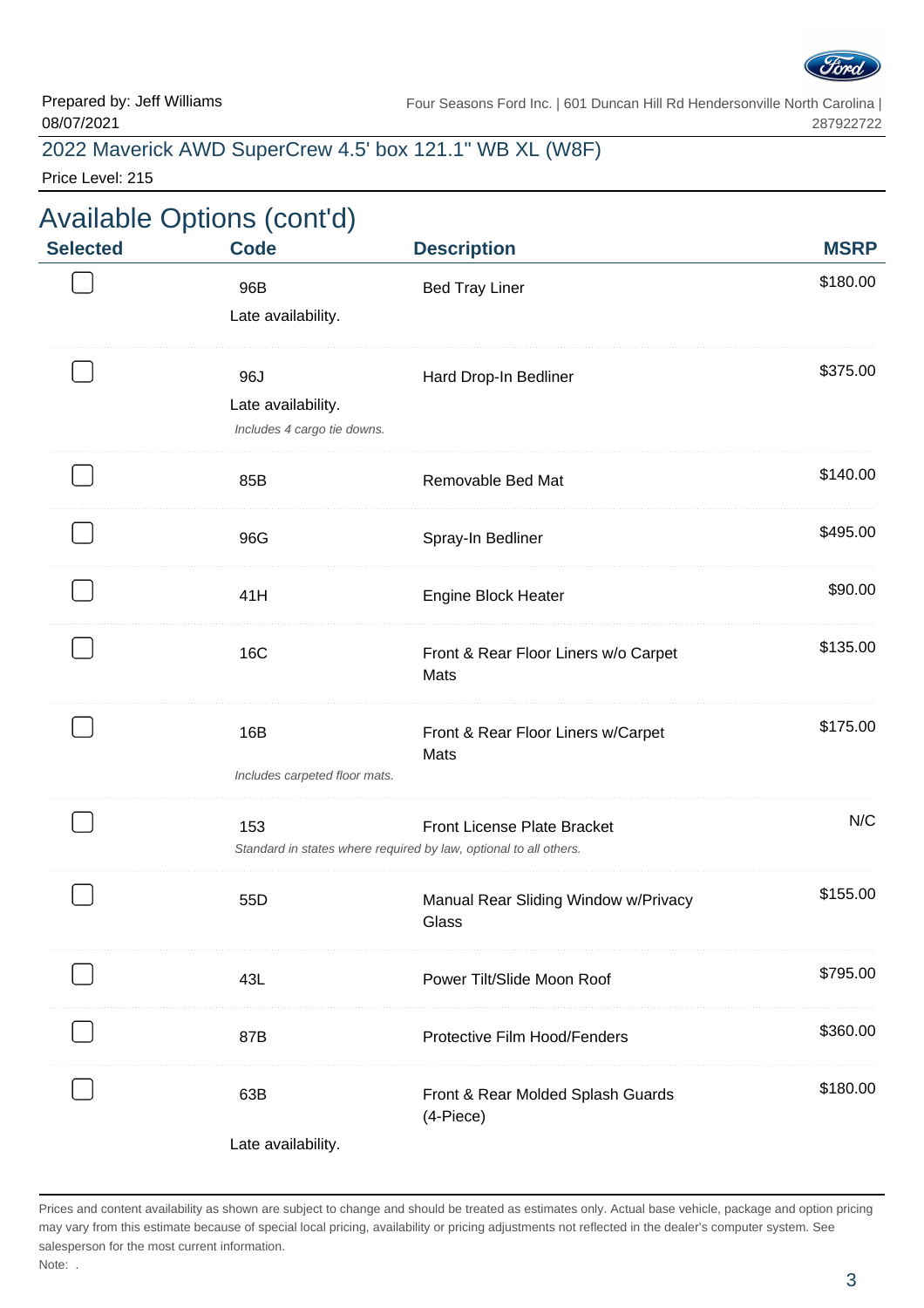Prepared by: Jeff Williams
08/07/2021

Four Seasons Ford Inc. | 601 Duncan Hill Rd Hendersonville North Carolina | 287922722

## 2022 Maverick AWD SuperCrew 4.5' box 121.1" WB XL (W8F)

Price Level: 215

# Available Options (cont'd)

| Selected | Code | Description | MSRP |
|---|---|---|---|
| ☐ | 96B<br>Late availability. | Bed Tray Liner | $180.00 |
| ☐ | 96J<br>Late availability.<br>*Includes 4 cargo tie downs.* | Hard Drop-In Bedliner | $375.00 |
| ☐ | 85B | Removable Bed Mat | $140.00 |
| ☐ | 96G | Spray-In Bedliner | $495.00 |
| ☐ | 41H | Engine Block Heater | $90.00 |
| ☐ | 16C | Front & Rear Floor Liners w/o Carpet Mats | $135.00 |
| ☐ | 16B<br>*Includes carpeted floor mats.* | Front & Rear Floor Liners w/Carpet Mats | $175.00 |
| ☐ | 153<br>*Standard in states where required by law, optional to all others.* | Front License Plate Bracket | N/C |
| ☐ | 55D | Manual Rear Sliding Window w/Privacy Glass | $155.00 |
| ☐ | 43L | Power Tilt/Slide Moon Roof | $795.00 |
| ☐ | 87B | Protective Film Hood/Fenders | $360.00 |
| ☐ | 63B<br>Late availability. | Front & Rear Molded Splash Guards (4-Piece) | $180.00 |

Prices and content availability as shown are subject to change and should be treated as estimates only. Actual base vehicle, package and option pricing may vary from this estimate because of special local pricing, availability or pricing adjustments not reflected in the dealer's computer system. See salesperson for the most current information.

Note: .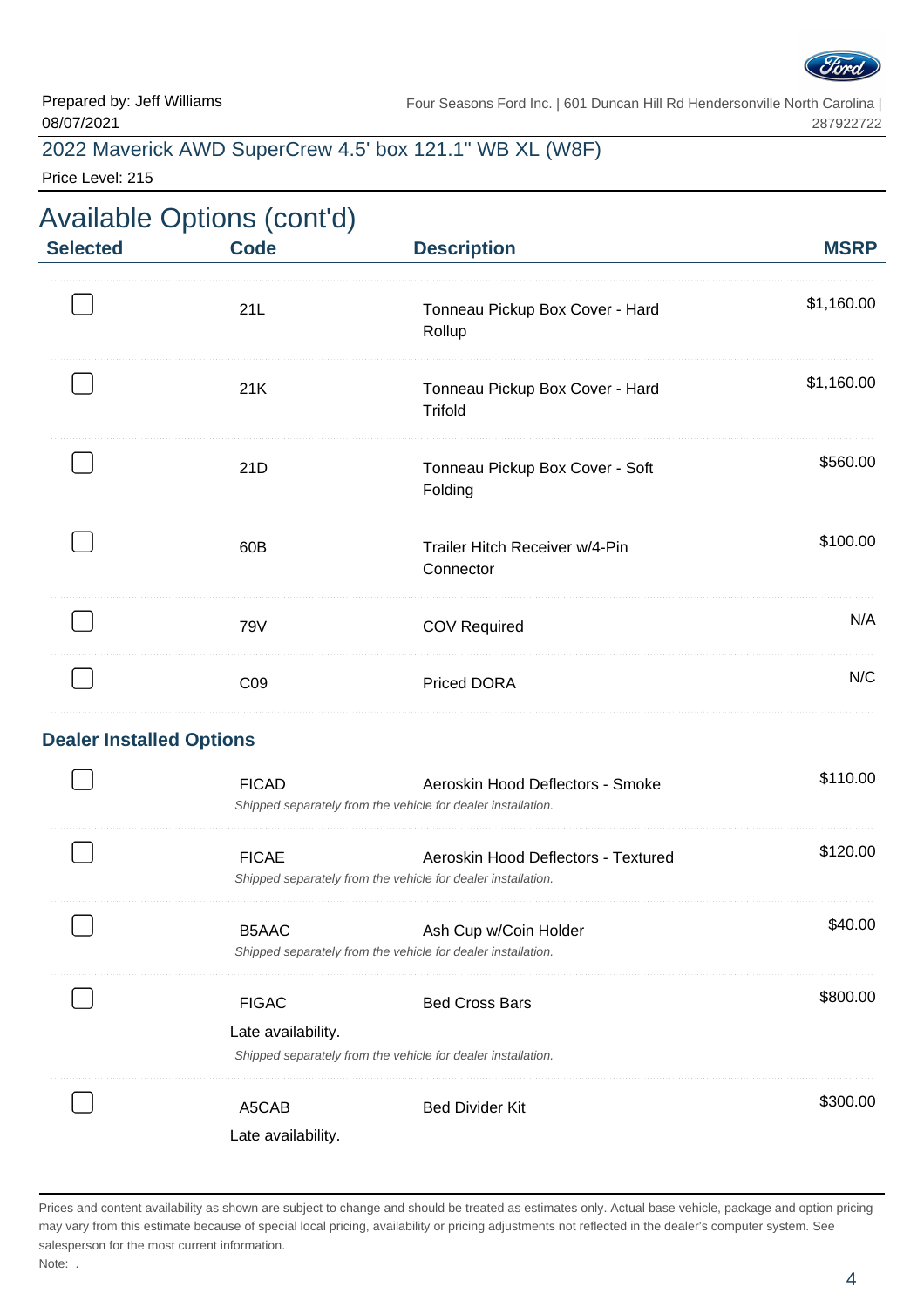Prepared by: Jeff Williams
08/07/2021

Four Seasons Ford Inc. | 601 Duncan Hill Rd Hendersonville North Carolina | 287922722

2022 Maverick AWD SuperCrew 4.5' box 121.1" WB XL (W8F)

Price Level: 215

## Available Options (cont'd)

| Selected | Code | Description | MSRP |
|---|---|---|---|
| ☐ | 21L | Tonneau Pickup Box Cover - Hard Rollup | $1,160.00 |
| ☐ | 21K | Tonneau Pickup Box Cover - Hard Trifold | $1,160.00 |
| ☐ | 21D | Tonneau Pickup Box Cover - Soft Folding | $560.00 |
| ☐ | 60B | Trailer Hitch Receiver w/4-Pin Connector | $100.00 |
| ☐ | 79V | COV Required | N/A |
| ☐ | C09 | Priced DORA | N/C |

### Dealer Installed Options

| Selected | Code | Description | MSRP |
|---|---|---|---|
| ☐ | FICAD<br>*Shipped separately from the vehicle for dealer installation.* | Aeroskin Hood Deflectors - Smoke | $110.00 |
| ☐ | FICAE<br>*Shipped separately from the vehicle for dealer installation.* | Aeroskin Hood Deflectors - Textured | $120.00 |
| ☐ | B5AAC<br>*Shipped separately from the vehicle for dealer installation.* | Ash Cup w/Coin Holder | $40.00 |
| ☐ | FIGAC<br>Late availability.<br>*Shipped separately from the vehicle for dealer installation.* | Bed Cross Bars | $800.00 |
| ☐ | A5CAB<br>Late availability. | Bed Divider Kit | $300.00 |

Prices and content availability as shown are subject to change and should be treated as estimates only. Actual base vehicle, package and option pricing may vary from this estimate because of special local pricing, availability or pricing adjustments not reflected in the dealer's computer system. See salesperson for the most current information.

Note: .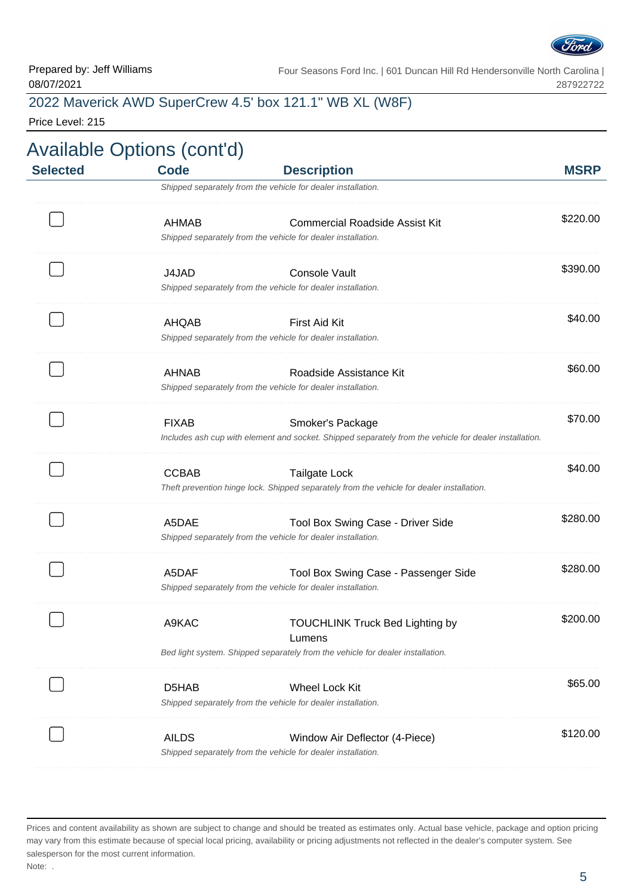Prepared by: Jeff Williams
08/07/2021

Four Seasons Ford Inc. | 601 Duncan Hill Rd Hendersonville North Carolina | 287922722

## 2022 Maverick AWD SuperCrew 4.5' box 121.1" WB XL (W8F)

Price Level: 215

# Available Options (cont'd)

| Selected | Code | Description | MSRP |
|---|---|---|---|
| | | *Shipped separately from the vehicle for dealer installation.* | |
| ☐ | AHMAB | Commercial Roadside Assist Kit<br>*Shipped separately from the vehicle for dealer installation.* | $220.00 |
| ☐ | J4JAD | Console Vault<br>*Shipped separately from the vehicle for dealer installation.* | $390.00 |
| ☐ | AHQAB | First Aid Kit<br>*Shipped separately from the vehicle for dealer installation.* | $40.00 |
| ☐ | AHNAB | Roadside Assistance Kit<br>*Shipped separately from the vehicle for dealer installation.* | $60.00 |
| ☐ | FIXAB | Smoker's Package<br>*Includes ash cup with element and socket. Shipped separately from the vehicle for dealer installation.* | $70.00 |
| ☐ | CCBAB | Tailgate Lock<br>*Theft prevention hinge lock. Shipped separately from the vehicle for dealer installation.* | $40.00 |
| ☐ | A5DAE | Tool Box Swing Case - Driver Side<br>*Shipped separately from the vehicle for dealer installation.* | $280.00 |
| ☐ | A5DAF | Tool Box Swing Case - Passenger Side<br>*Shipped separately from the vehicle for dealer installation.* | $280.00 |
| ☐ | A9KAC | TOUCHLINK Truck Bed Lighting by Lumens<br>*Bed light system. Shipped separately from the vehicle for dealer installation.* | $200.00 |
| ☐ | D5HAB | Wheel Lock Kit<br>*Shipped separately from the vehicle for dealer installation.* | $65.00 |
| ☐ | AILDS | Window Air Deflector (4-Piece)<br>*Shipped separately from the vehicle for dealer installation.* | $120.00 |

Prices and content availability as shown are subject to change and should be treated as estimates only. Actual base vehicle, package and option pricing may vary from this estimate because of special local pricing, availability or pricing adjustments not reflected in the dealer's computer system. See salesperson for the most current information.

Note: .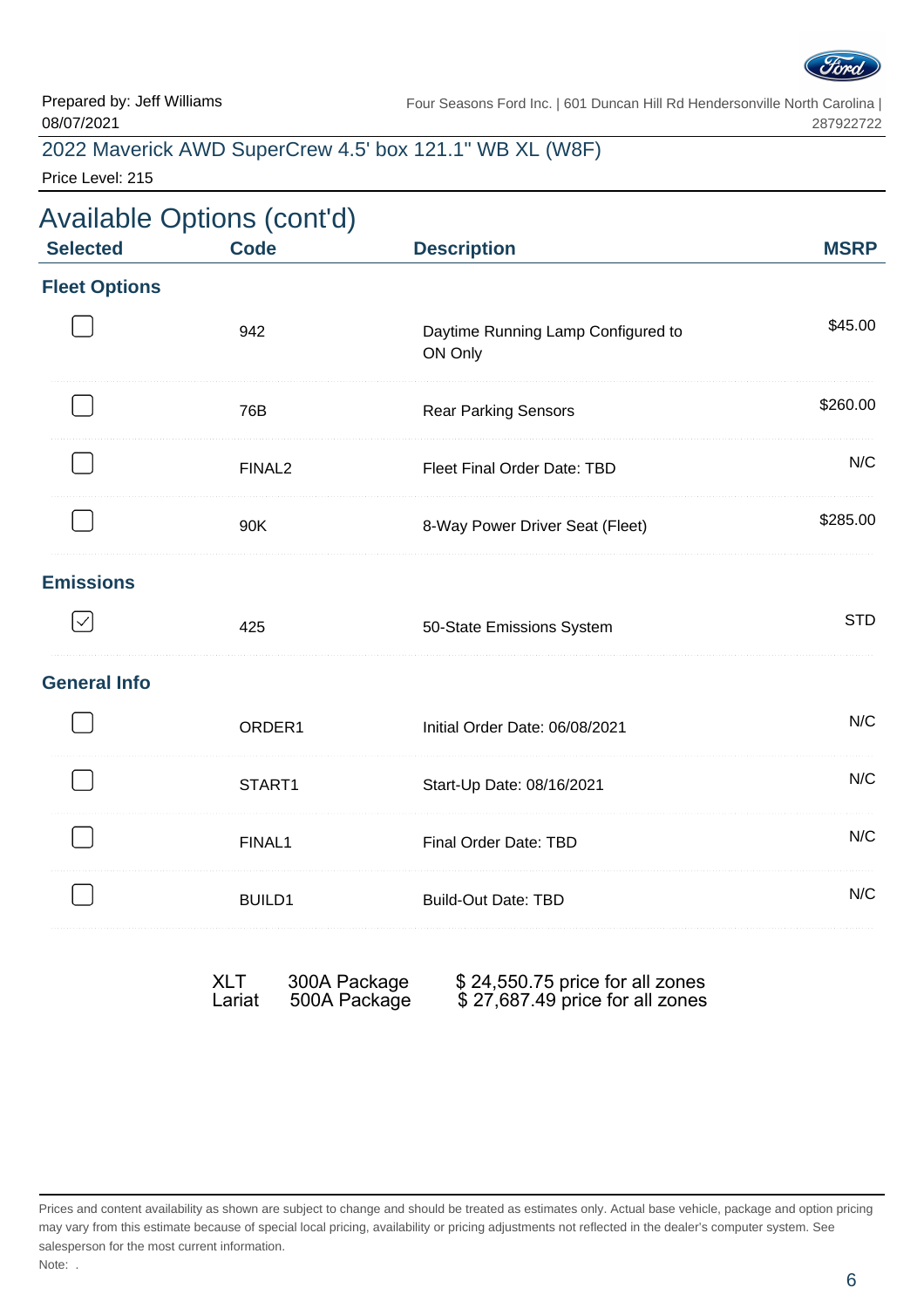Prepared by: Jeff Williams
08/07/2021

Four Seasons Ford Inc. | 601 Duncan Hill Rd Hendersonville North Carolina | 287922722

## 2022 Maverick AWD SuperCrew 4.5' box 121.1" WB XL (W8F)

Price Level: 215

# Available Options (cont'd)

| Selected | Code | Description | MSRP |
|---|---|---|---|
| **Fleet Options** | | | |
| ☐ | 942 | Daytime Running Lamp Configured to ON Only | $45.00 |
| ☐ | 76B | Rear Parking Sensors | $260.00 |
| ☐ | FINAL2 | Fleet Final Order Date: TBD | N/C |
| ☐ | 90K | 8-Way Power Driver Seat (Fleet) | $285.00 |
| **Emissions** | | | |
| ☑ | 425 | 50-State Emissions System | STD |
| **General Info** | | | |
| ☐ | ORDER1 | Initial Order Date: 06/08/2021 | N/C |
| ☐ | START1 | Start-Up Date: 08/16/2021 | N/C |
| ☐ | FINAL1 | Final Order Date: TBD | N/C |
| ☐ | BUILD1 | Build-Out Date: TBD | N/C |

| | | |
|---|---|---|
| XLT | 300A Package | $ 24,550.75 price for all zones |
| Lariat | 500A Package | $ 27,687.49 price for all zones |

Prices and content availability as shown are subject to change and should be treated as estimates only. Actual base vehicle, package and option pricing may vary from this estimate because of special local pricing, availability or pricing adjustments not reflected in the dealer's computer system. See salesperson for the most current information.

Note: .